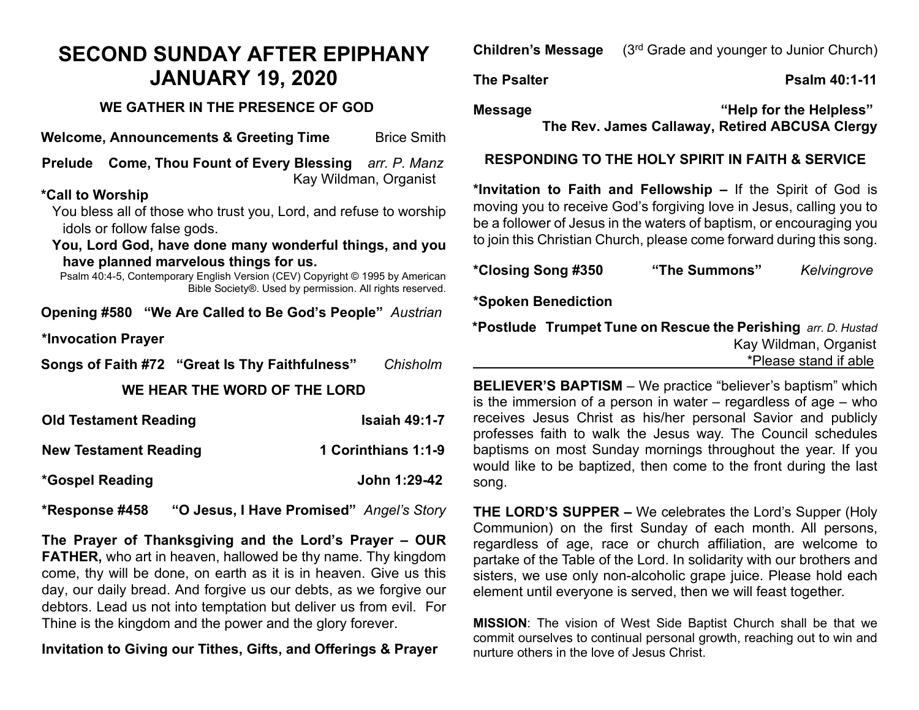# SECOND SUNDAY AFTER EPIPHANY
# JANUARY 19, 2020

### WE GATHER IN THE PRESENCE OF GOD

**Welcome, Announcements & Greeting Time** Brice Smith

**Prelude Come, Thou Fount of Every Blessing** *arr. P. Manz*
Kay Wildman, Organist

**\*Call to Worship**

You bless all of those who trust you, Lord, and refuse to worship idols or follow false gods.

**You, Lord God, have done many wonderful things, and you have planned marvelous things for us.**

Psalm 40:4-5, Contemporary English Version (CEV) Copyright © 1995 by American Bible Society®. Used by permission. All rights reserved.

**Opening #580 "We Are Called to Be God's People"** *Austrian*

**\*Invocation Prayer**

**Songs of Faith #72 "Great Is Thy Faithfulness"** *Chisholm*

### WE HEAR THE WORD OF THE LORD

**Old Testament Reading** **Isaiah 49:1-7**

**New Testament Reading** **1 Corinthians 1:1-9**

**\*Gospel Reading** **John 1:29-42**

**\*Response #458 "O Jesus, I Have Promised"** *Angel's Story*

**The Prayer of Thanksgiving and the Lord's Prayer – OUR FATHER,** who art in heaven, hallowed be thy name. Thy kingdom come, thy will be done, on earth as it is in heaven. Give us this day, our daily bread. And forgive us our debts, as we forgive our debtors. Lead us not into temptation but deliver us from evil. For Thine is the kingdom and the power and the glory forever.

**Invitation to Giving our Tithes, Gifts, and Offerings & Prayer**

**Children's Message** (3rd Grade and younger to Junior Church)

**The Psalter** **Psalm 40:1-11**

**Message** **"Help for the Helpless"**
**The Rev. James Callaway, Retired ABCUSA Clergy**

### RESPONDING TO THE HOLY SPIRIT IN FAITH & SERVICE

**\*Invitation to Faith and Fellowship –** If the Spirit of God is moving you to receive God's forgiving love in Jesus, calling you to be a follower of Jesus in the waters of baptism, or encouraging you to join this Christian Church, please come forward during this song.

**\*Closing Song #350 "The Summons"** *Kelvingrove*

**\*Spoken Benediction**

**\*Postlude Trumpet Tune on Rescue the Perishing** *arr. D. Hustad*
Kay Wildman, Organist

\*Please stand if able

---

**BELIEVER'S BAPTISM** – We practice "believer's baptism" which is the immersion of a person in water – regardless of age – who receives Jesus Christ as his/her personal Savior and publicly professes faith to walk the Jesus way. The Council schedules baptisms on most Sunday mornings throughout the year. If you would like to be baptized, then come to the front during the last song.

**THE LORD'S SUPPER –** We celebrates the Lord's Supper (Holy Communion) on the first Sunday of each month. All persons, regardless of age, race or church affiliation, are welcome to partake of the Table of the Lord. In solidarity with our brothers and sisters, we use only non-alcoholic grape juice. Please hold each element until everyone is served, then we will feast together.

**MISSION**: The vision of West Side Baptist Church shall be that we commit ourselves to continual personal growth, reaching out to win and nurture others in the love of Jesus Christ.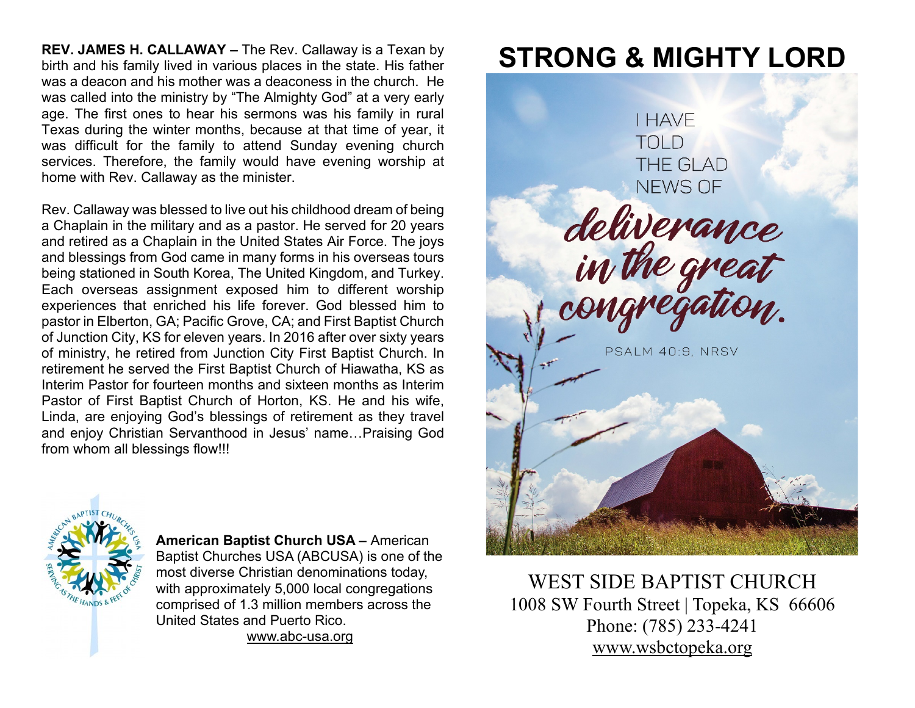**REV. JAMES H. CALLAWAY –** The Rev. Callaway is a Texan by birth and his family lived in various places in the state. His father was a deacon and his mother was a deaconess in the church. He was called into the ministry by "The Almighty God" at a very early age. The first ones to hear his sermons was his family in rural Texas during the winter months, because at that time of year, it was difficult for the family to attend Sunday evening church services. Therefore, the family would have evening worship at home with Rev. Callaway as the minister.

Rev. Callaway was blessed to live out his childhood dream of being a Chaplain in the military and as a pastor. He served for 20 years and retired as a Chaplain in the United States Air Force. The joys and blessings from God came in many forms in his overseas tours being stationed in South Korea, The United Kingdom, and Turkey. Each overseas assignment exposed him to different worship experiences that enriched his life forever. God blessed him to pastor in Elberton, GA; Pacific Grove, CA; and First Baptist Church of Junction City, KS for eleven years. In 2016 after over sixty years of ministry, he retired from Junction City First Baptist Church. In retirement he served the First Baptist Church of Hiawatha, KS as Interim Pastor for fourteen months and sixteen months as Interim Pastor of First Baptist Church of Horton, KS. He and his wife, Linda, are enjoying God's blessings of retirement as they travel and enjoy Christian Servanthood in Jesus' name…Praising God from whom all blessings flow!!!

**American Baptist Church USA –** American Baptist Churches USA (ABCUSA) is one of the most diverse Christian denominations today, with approximately 5,000 local congregations comprised of 1.3 million members across the United States and Puerto Rico.
www.abc-usa.org

# STRONG & MIGHTY LORD

I HAVE TOLD THE GLAD NEWS OF *deliverance in the great congregation.*

PSALM 40:9, NRSV

WEST SIDE BAPTIST CHURCH
1008 SW Fourth Street | Topeka, KS 66606
Phone: (785) 233-4241
www.wsbctopeka.org